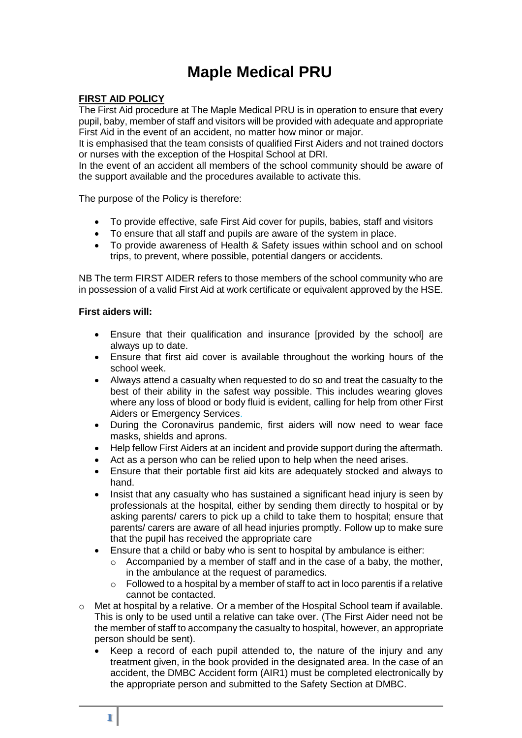# Maple Medical PRU

**FIRST AID POLICY**

The First Aid procedure at The Maple Medical PRU is in operation to ensure that every pupil, baby, member of staff and visitors will be provided with adequate and appropriate First Aid in the event of an accident, no matter how minor or major.

It is emphasised that the team consists of qualified First Aiders and not trained doctors or nurses with the exception of the Hospital School at DRI.

In the event of an accident all members of the school community should be aware of the support available and the procedures available to activate this.

The purpose of the Policy is therefore:

- To provide effective, safe First Aid cover for pupils, babies, staff and visitors
- To ensure that all staff and pupils are aware of the system in place.
- To provide awareness of Health & Safety issues within school and on school trips, to prevent, where possible, potential dangers or accidents.

NB The term FIRST AIDER refers to those members of the school community who are in possession of a valid First Aid at work certificate or equivalent approved by the HSE.

**First aiders will:**

- Ensure that their qualification and insurance [provided by the school] are always up to date.
- Ensure that first aid cover is available throughout the working hours of the school week.
- Always attend a casualty when requested to do so and treat the casualty to the best of their ability in the safest way possible. This includes wearing gloves where any loss of blood or body fluid is evident, calling for help from other First Aiders or Emergency Services.
- During the Coronavirus pandemic, first aiders will now need to wear face masks, shields and aprons.
- Help fellow First Aiders at an incident and provide support during the aftermath.
- Act as a person who can be relied upon to help when the need arises.
- Ensure that their portable first aid kits are adequately stocked and always to hand.
- Insist that any casualty who has sustained a significant head injury is seen by professionals at the hospital, either by sending them directly to hospital or by asking parents/ carers to pick up a child to take them to hospital; ensure that parents/ carers are aware of all head injuries promptly. Follow up to make sure that the pupil has received the appropriate care
- Ensure that a child or baby who is sent to hospital by ambulance is either:
  - Accompanied by a member of staff and in the case of a baby, the mother, in the ambulance at the request of paramedics.
  - Followed to a hospital by a member of staff to act in loco parentis if a relative cannot be contacted.
  - Met at hospital by a relative. Or a member of the Hospital School team if available. This is only to be used until a relative can take over. (The First Aider need not be the member of staff to accompany the casualty to hospital, however, an appropriate person should be sent).
- Keep a record of each pupil attended to, the nature of the injury and any treatment given, in the book provided in the designated area. In the case of an accident, the DMBC Accident form (AIR1) must be completed electronically by the appropriate person and submitted to the Safety Section at DMBC.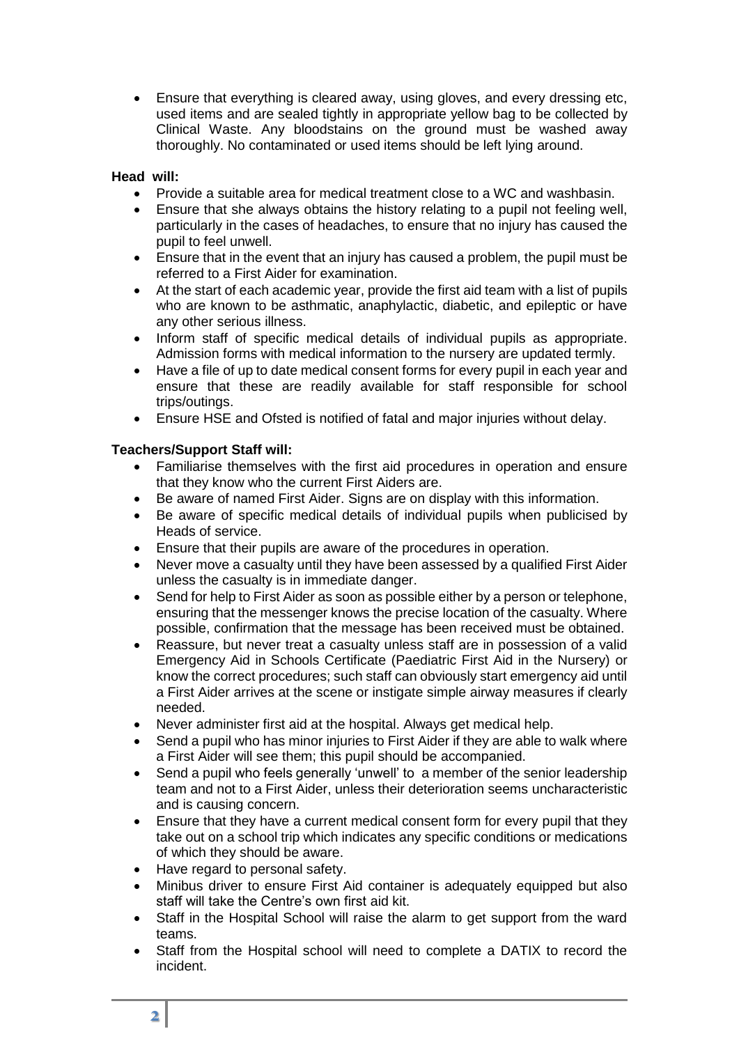- Ensure that everything is cleared away, using gloves, and every dressing etc, used items and are sealed tightly in appropriate yellow bag to be collected by Clinical Waste. Any bloodstains on the ground must be washed away thoroughly. No contaminated or used items should be left lying around.

**Head will:**

- Provide a suitable area for medical treatment close to a WC and washbasin.
- Ensure that she always obtains the history relating to a pupil not feeling well, particularly in the cases of headaches, to ensure that no injury has caused the pupil to feel unwell.
- Ensure that in the event that an injury has caused a problem, the pupil must be referred to a First Aider for examination.
- At the start of each academic year, provide the first aid team with a list of pupils who are known to be asthmatic, anaphylactic, diabetic, and epileptic or have any other serious illness.
- Inform staff of specific medical details of individual pupils as appropriate. Admission forms with medical information to the nursery are updated termly.
- Have a file of up to date medical consent forms for every pupil in each year and ensure that these are readily available for staff responsible for school trips/outings.
- Ensure HSE and Ofsted is notified of fatal and major injuries without delay.

**Teachers/Support Staff will:**

- Familiarise themselves with the first aid procedures in operation and ensure that they know who the current First Aiders are.
- Be aware of named First Aider. Signs are on display with this information.
- Be aware of specific medical details of individual pupils when publicised by Heads of service.
- Ensure that their pupils are aware of the procedures in operation.
- Never move a casualty until they have been assessed by a qualified First Aider unless the casualty is in immediate danger.
- Send for help to First Aider as soon as possible either by a person or telephone, ensuring that the messenger knows the precise location of the casualty. Where possible, confirmation that the message has been received must be obtained.
- Reassure, but never treat a casualty unless staff are in possession of a valid Emergency Aid in Schools Certificate (Paediatric First Aid in the Nursery) or know the correct procedures; such staff can obviously start emergency aid until a First Aider arrives at the scene or instigate simple airway measures if clearly needed.
- Never administer first aid at the hospital. Always get medical help.
- Send a pupil who has minor injuries to First Aider if they are able to walk where a First Aider will see them; this pupil should be accompanied.
- Send a pupil who feels generally 'unwell' to a member of the senior leadership team and not to a First Aider, unless their deterioration seems uncharacteristic and is causing concern.
- Ensure that they have a current medical consent form for every pupil that they take out on a school trip which indicates any specific conditions or medications of which they should be aware.
- Have regard to personal safety.
- Minibus driver to ensure First Aid container is adequately equipped but also staff will take the Centre's own first aid kit.
- Staff in the Hospital School will raise the alarm to get support from the ward teams.
- Staff from the Hospital school will need to complete a DATIX to record the incident.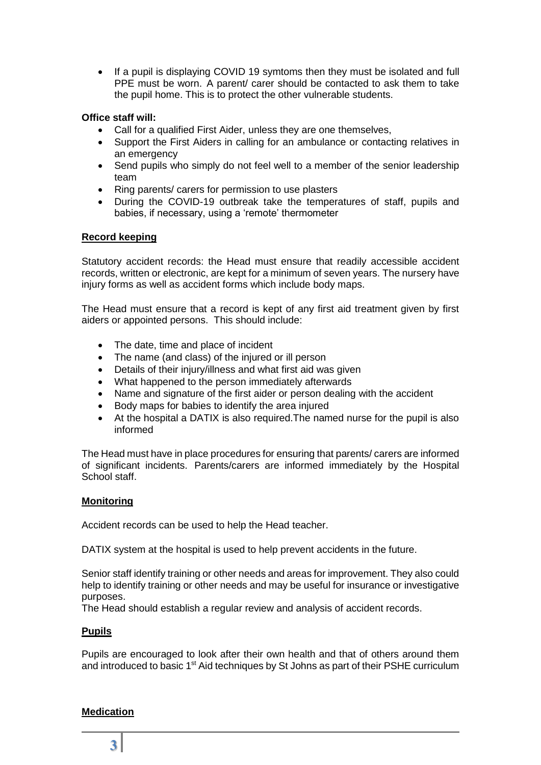- If a pupil is displaying COVID 19 symtoms then they must be isolated and full PPE must be worn. A parent/ carer should be contacted to ask them to take the pupil home. This is to protect the other vulnerable students.

**Office staff will:**

- Call for a qualified First Aider, unless they are one themselves,
- Support the First Aiders in calling for an ambulance or contacting relatives in an emergency
- Send pupils who simply do not feel well to a member of the senior leadership team
- Ring parents/ carers for permission to use plasters
- During the COVID-19 outbreak take the temperatures of staff, pupils and babies, if necessary, using a 'remote' thermometer

## Record keeping

Statutory accident records: the Head must ensure that readily accessible accident records, written or electronic, are kept for a minimum of seven years. The nursery have injury forms as well as accident forms which include body maps.

The Head must ensure that a record is kept of any first aid treatment given by first aiders or appointed persons. This should include:

- The date, time and place of incident
- The name (and class) of the injured or ill person
- Details of their injury/illness and what first aid was given
- What happened to the person immediately afterwards
- Name and signature of the first aider or person dealing with the accident
- Body maps for babies to identify the area injured
- At the hospital a DATIX is also required.The named nurse for the pupil is also informed

The Head must have in place procedures for ensuring that parents/ carers are informed of significant incidents. Parents/carers are informed immediately by the Hospital School staff.

## Monitoring

Accident records can be used to help the Head teacher.

DATIX system at the hospital is used to help prevent accidents in the future.

Senior staff identify training or other needs and areas for improvement. They also could help to identify training or other needs and may be useful for insurance or investigative purposes.

The Head should establish a regular review and analysis of accident records.

## Pupils

Pupils are encouraged to look after their own health and that of others around them and introduced to basic 1st Aid techniques by St Johns as part of their PSHE curriculum

## Medication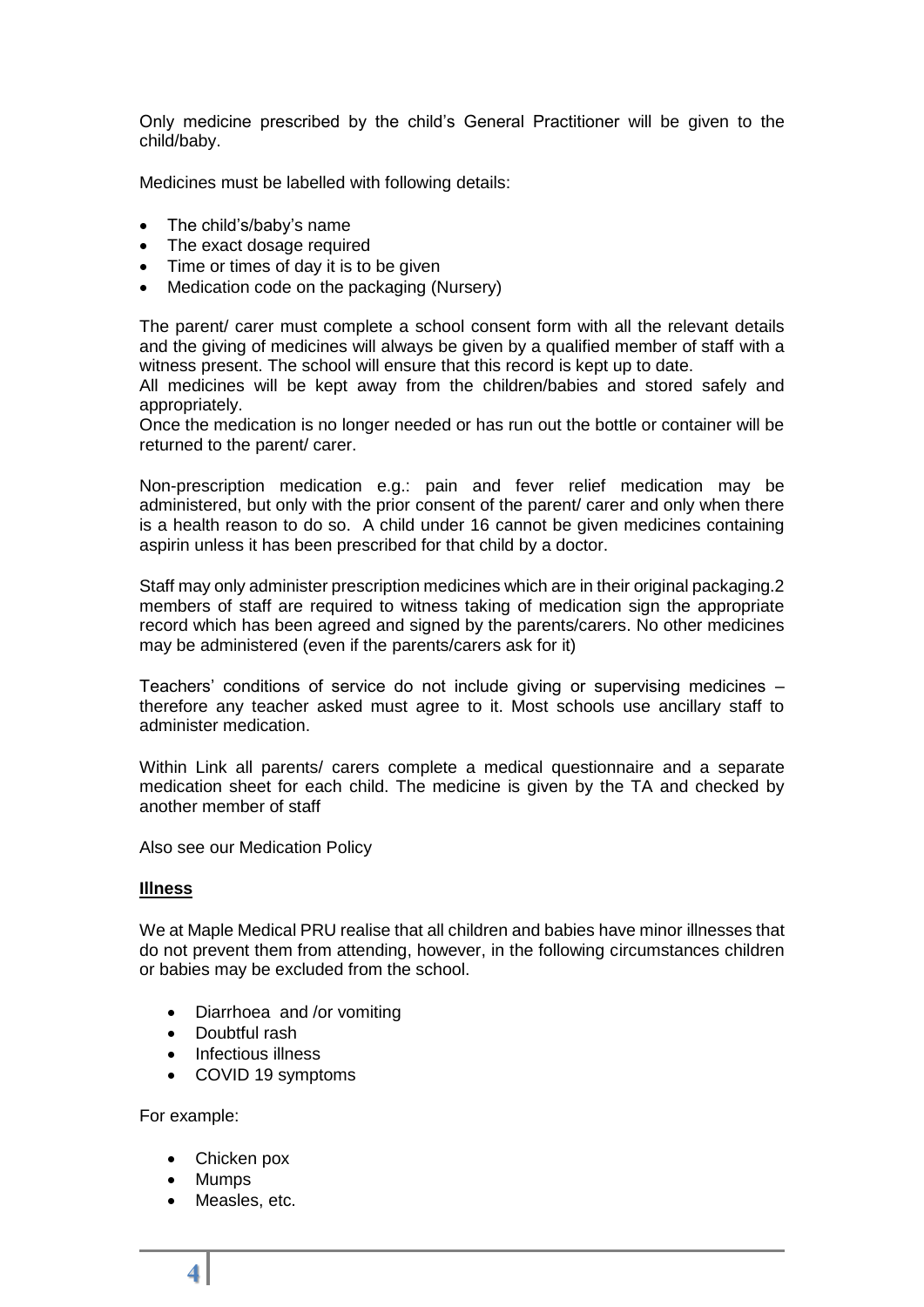Only medicine prescribed by the child's General Practitioner will be given to the child/baby.

Medicines must be labelled with following details:

- The child's/baby's name
- The exact dosage required
- Time or times of day it is to be given
- Medication code on the packaging (Nursery)

The parent/ carer must complete a school consent form with all the relevant details and the giving of medicines will always be given by a qualified member of staff with a witness present. The school will ensure that this record is kept up to date.
All medicines will be kept away from the children/babies and stored safely and appropriately.
Once the medication is no longer needed or has run out the bottle or container will be returned to the parent/ carer.

Non-prescription medication e.g.: pain and fever relief medication may be administered, but only with the prior consent of the parent/ carer and only when there is a health reason to do so. A child under 16 cannot be given medicines containing aspirin unless it has been prescribed for that child by a doctor.

Staff may only administer prescription medicines which are in their original packaging.2 members of staff are required to witness taking of medication sign the appropriate record which has been agreed and signed by the parents/carers. No other medicines may be administered (even if the parents/carers ask for it)

Teachers' conditions of service do not include giving or supervising medicines – therefore any teacher asked must agree to it. Most schools use ancillary staff to administer medication.

Within Link all parents/ carers complete a medical questionnaire and a separate medication sheet for each child. The medicine is given by the TA and checked by another member of staff

Also see our Medication Policy

**Illness**

We at Maple Medical PRU realise that all children and babies have minor illnesses that do not prevent them from attending, however, in the following circumstances children or babies may be excluded from the school.

- Diarrhoea and /or vomiting
- Doubtful rash
- Infectious illness
- COVID 19 symptoms

For example:

- Chicken pox
- Mumps
- Measles, etc.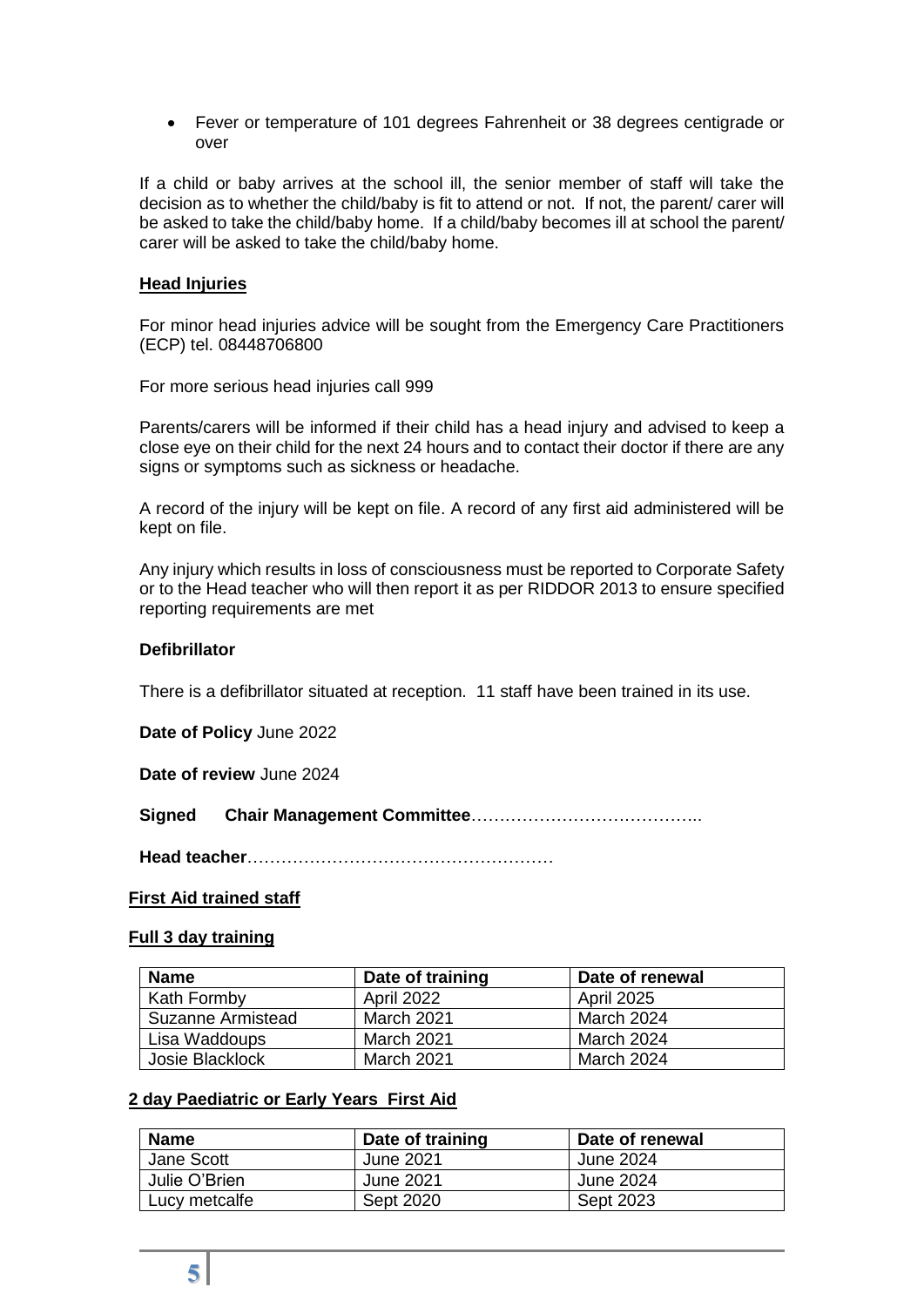- Fever or temperature of 101 degrees Fahrenheit or 38 degrees centigrade or over

If a child or baby arrives at the school ill, the senior member of staff will take the decision as to whether the child/baby is fit to attend or not. If not, the parent/ carer will be asked to take the child/baby home. If a child/baby becomes ill at school the parent/ carer will be asked to take the child/baby home.

**Head Injuries**

For minor head injuries advice will be sought from the Emergency Care Practitioners (ECP) tel. 08448706800

For more serious head injuries call 999

Parents/carers will be informed if their child has a head injury and advised to keep a close eye on their child for the next 24 hours and to contact their doctor if there are any signs or symptoms such as sickness or headache.

A record of the injury will be kept on file. A record of any first aid administered will be kept on file.

Any injury which results in loss of consciousness must be reported to Corporate Safety or to the Head teacher who will then report it as per RIDDOR 2013 to ensure specified reporting requirements are met

**Defibrillator**

There is a defibrillator situated at reception. 11 staff have been trained in its use.

**Date of Policy** June 2022

**Date of review** June 2024

**Signed Chair Management Committee**…………………………………..

**Head teacher**………………………………………………

**First Aid trained staff**

**Full 3 day training**

| Name | Date of training | Date of renewal |
|---|---|---|
| Kath Formby | April 2022 | April 2025 |
| Suzanne Armistead | March 2021 | March 2024 |
| Lisa Waddoups | March 2021 | March 2024 |
| Josie Blacklock | March 2021 | March 2024 |

**2 day Paediatric or Early Years First Aid**

| Name | Date of training | Date of renewal |
|---|---|---|
| Jane Scott | June 2021 | June 2024 |
| Julie O'Brien | June 2021 | June 2024 |
| Lucy metcalfe | Sept 2020 | Sept 2023 |